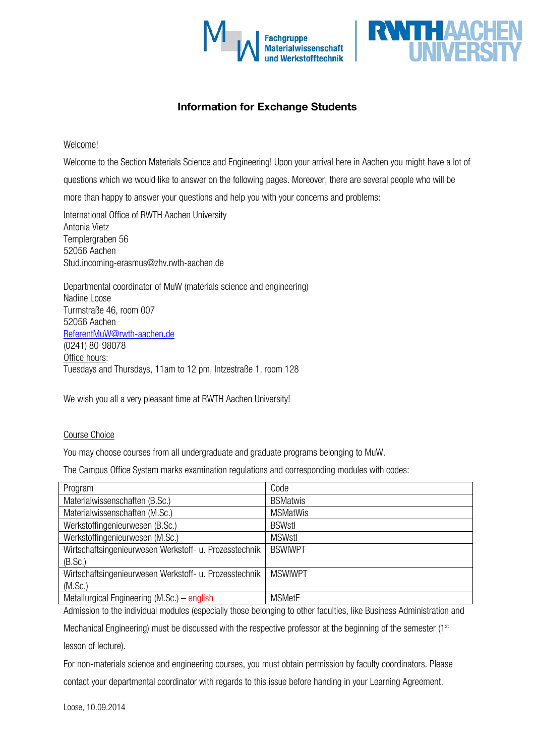Fachgruppe Materialwissenschaft und Werkstofftechnik | RWTH AACHEN UNIVERSITY

# Information for Exchange Students

Welcome!

Welcome to the Section Materials Science and Engineering! Upon your arrival here in Aachen you might have a lot of questions which we would like to answer on the following pages. Moreover, there are several people who will be more than happy to answer your questions and help you with your concerns and problems:

International Office of RWTH Aachen University
Antonia Vietz
Templergraben 56
52056 Aachen
Stud.incoming-erasmus@zhv.rwth-aachen.de

Departmental coordinator of MuW (materials science and engineering)
Nadine Loose
Turmstraße 46, room 007
52056 Aachen
ReferentMuW@rwth-aachen.de
(0241) 80-98078
Office hours:
Tuesdays and Thursdays, 11am to 12 pm, Intzestraße 1, room 128

We wish you all a very pleasant time at RWTH Aachen University!

Course Choice

You may choose courses from all undergraduate and graduate programs belonging to MuW.

The Campus Office System marks examination regulations and corresponding modules with codes:

| Program | Code |
|---|---|
| Materialwissenschaften (B.Sc.) | BSMatwis |
| Materialwissenschaften (M.Sc.) | MSMatWis |
| Werkstoffingenieurwesen (B.Sc.) | BSWstI |
| Werkstoffingenieurwesen (M.Sc.) | MSWstI |
| Wirtschaftsingenieurwesen Werkstoff- u. Prozesstechnik (B.Sc.) | BSWIWPT |
| Wirtschaftsingenieurwesen Werkstoff- u. Prozesstechnik (M.Sc.) | MSWIWPT |
| Metallurgical Engineering (M.Sc.) – english | MSMetE |

Admission to the individual modules (especially those belonging to other faculties, like Business Administration and Mechanical Engineering) must be discussed with the respective professor at the beginning of the semester (1st lesson of lecture).

For non-materials science and engineering courses, you must obtain permission by faculty coordinators. Please contact your departmental coordinator with regards to this issue before handing in your Learning Agreement.

Loose, 10.09.2014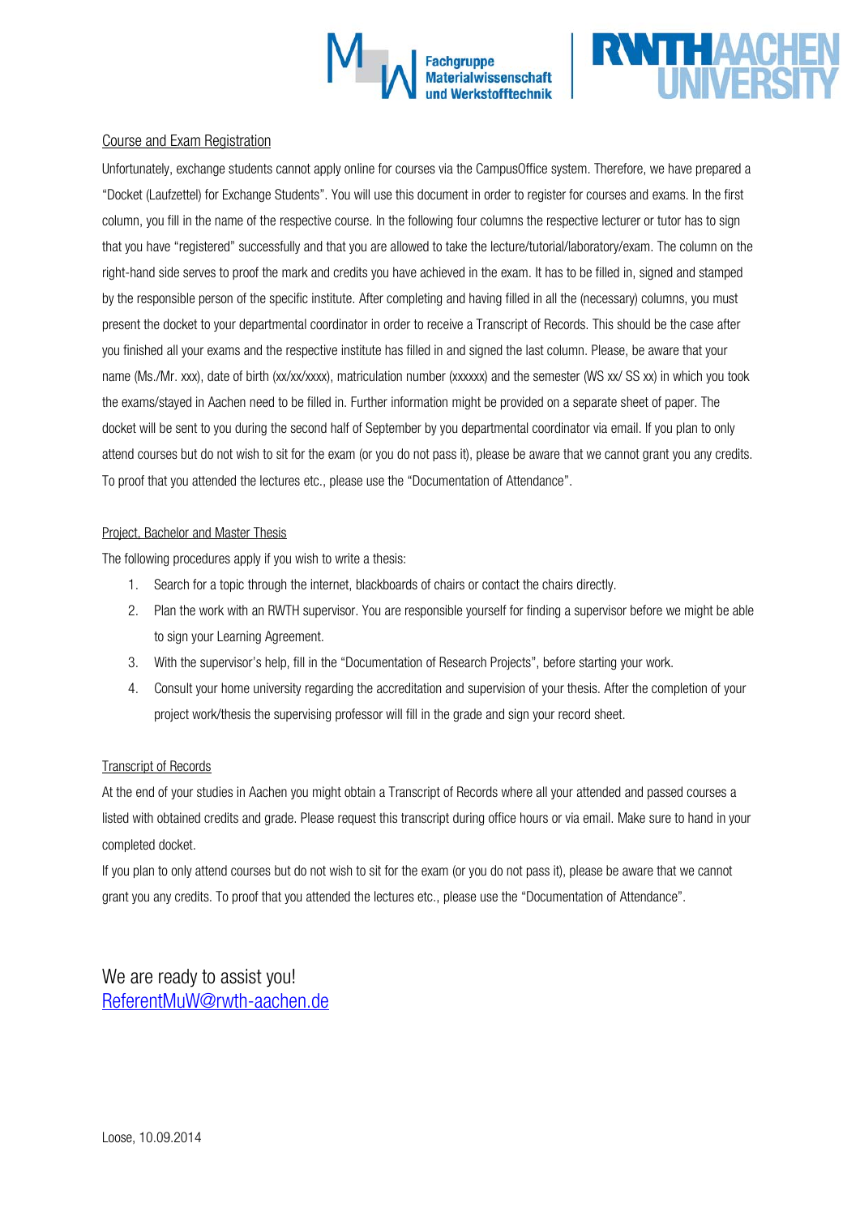Course and Exam Registration

Unfortunately, exchange students cannot apply online for courses via the CampusOffice system. Therefore, we have prepared a "Docket (Laufzettel) for Exchange Students". You will use this document in order to register for courses and exams. In the first column, you fill in the name of the respective course. In the following four columns the respective lecturer or tutor has to sign that you have "registered" successfully and that you are allowed to take the lecture/tutorial/laboratory/exam. The column on the right-hand side serves to proof the mark and credits you have achieved in the exam. It has to be filled in, signed and stamped by the responsible person of the specific institute. After completing and having filled in all the (necessary) columns, you must present the docket to your departmental coordinator in order to receive a Transcript of Records. This should be the case after you finished all your exams and the respective institute has filled in and signed the last column. Please, be aware that your name (Ms./Mr. xxx), date of birth (xx/xx/xxxx), matriculation number (xxxxxx) and the semester (WS xx/ SS xx) in which you took the exams/stayed in Aachen need to be filled in. Further information might be provided on a separate sheet of paper. The docket will be sent to you during the second half of September by you departmental coordinator via email. If you plan to only attend courses but do not wish to sit for the exam (or you do not pass it), please be aware that we cannot grant you any credits. To proof that you attended the lectures etc., please use the "Documentation of Attendance".

Project, Bachelor and Master Thesis

The following procedures apply if you wish to write a thesis:

1. Search for a topic through the internet, blackboards of chairs or contact the chairs directly.
2. Plan the work with an RWTH supervisor. You are responsible yourself for finding a supervisor before we might be able to sign your Learning Agreement.
3. With the supervisor's help, fill in the "Documentation of Research Projects", before starting your work.
4. Consult your home university regarding the accreditation and supervision of your thesis. After the completion of your project work/thesis the supervising professor will fill in the grade and sign your record sheet.

Transcript of Records

At the end of your studies in Aachen you might obtain a Transcript of Records where all your attended and passed courses a listed with obtained credits and grade. Please request this transcript during office hours or via email. Make sure to hand in your completed docket.

If you plan to only attend courses but do not wish to sit for the exam (or you do not pass it), please be aware that we cannot grant you any credits. To proof that you attended the lectures etc., please use the "Documentation of Attendance".

We are ready to assist you!
ReferentMuW@rwth-aachen.de

Loose, 10.09.2014